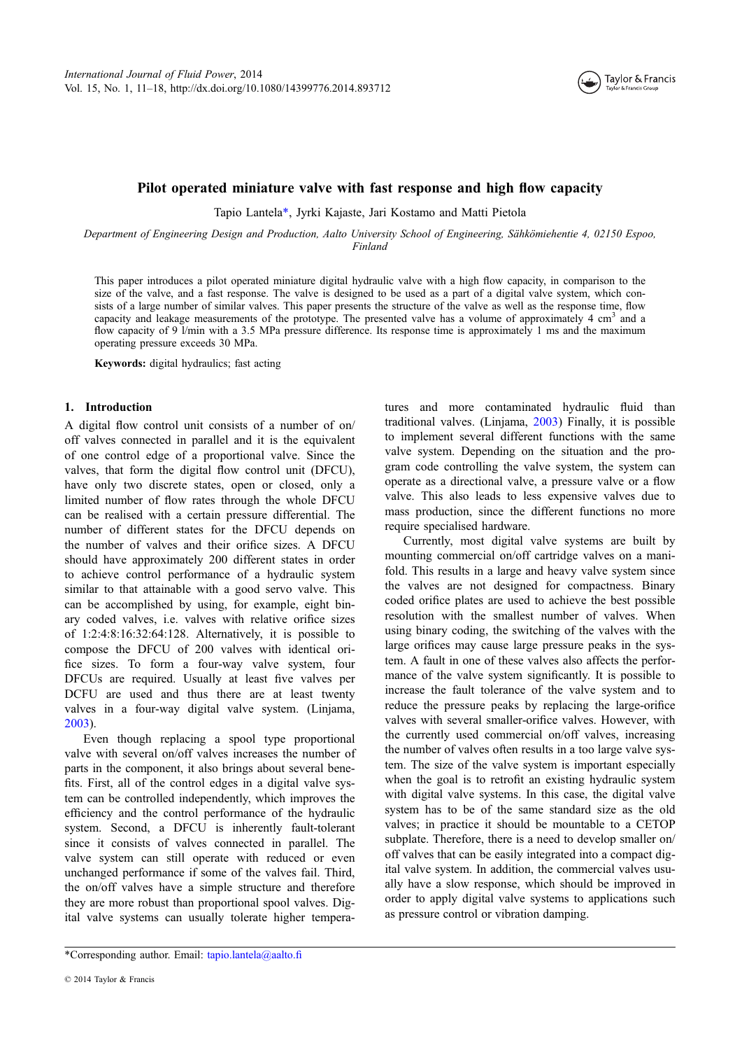# Pilot operated miniature valve with fast response and high flow capacity

Tapio Lantela*, Jyrki Kajaste, Jari Kostamo and Matti Pietola

*Department of Engineering Design and Production, Aalto University School of Engineering, Sähkömiehentie 4, 02150 Espoo, Finland*

This paper introduces a pilot operated miniature digital hydraulic valve with a high flow capacity, in comparison to the size of the valve, and a fast response. The valve is designed to be used as a part of a digital valve system, which consists of a large number of similar valves. This paper presents the structure of the valve as well as the response time, flow capacity and leakage measurements of the prototype. The presented valve has a volume of approximately 4 $cm^3$ and a flow capacity of 9 l/min with a 3.5 MPa pressure difference. Its response time is approximately 1 ms and the maximum operating pressure exceeds 30 MPa.

**Keywords:** digital hydraulics; fast acting

## 1. Introduction

A digital flow control unit consists of a number of on/off valves connected in parallel and it is the equivalent of one control edge of a proportional valve. Since the valves, that form the digital flow control unit (DFCU), have only two discrete states, open or closed, only a limited number of flow rates through the whole DFCU can be realised with a certain pressure differential. The number of different states for the DFCU depends on the number of valves and their orifice sizes. A DFCU should have approximately 200 different states in order to achieve control performance of a hydraulic system similar to that attainable with a good servo valve. This can be accomplished by using, for example, eight binary coded valves, i.e. valves with relative orifice sizes of 1:2:4:8:16:32:64:128. Alternatively, it is possible to compose the DFCU of 200 valves with identical orifice sizes. To form a four-way valve system, four DFCUs are required. Usually at least five valves per DCFU are used and thus there are at least twenty valves in a four-way digital valve system. (Linjama, 2003).

Even though replacing a spool type proportional valve with several on/off valves increases the number of parts in the component, it also brings about several benefits. First, all of the control edges in a digital valve system can be controlled independently, which improves the efficiency and the control performance of the hydraulic system. Second, a DFCU is inherently fault-tolerant since it consists of valves connected in parallel. The valve system can still operate with reduced or even unchanged performance if some of the valves fail. Third, the on/off valves have a simple structure and therefore they are more robust than proportional spool valves. Digital valve systems can usually tolerate higher temperatures and more contaminated hydraulic fluid than traditional valves. (Linjama, 2003) Finally, it is possible to implement several different functions with the same valve system. Depending on the situation and the program code controlling the valve system, the system can operate as a directional valve, a pressure valve or a flow valve. This also leads to less expensive valves due to mass production, since the different functions no more require specialised hardware.

Currently, most digital valve systems are built by mounting commercial on/off cartridge valves on a manifold. This results in a large and heavy valve system since the valves are not designed for compactness. Binary coded orifice plates are used to achieve the best possible resolution with the smallest number of valves. When using binary coding, the switching of the valves with the large orifices may cause large pressure peaks in the system. A fault in one of these valves also affects the performance of the valve system significantly. It is possible to increase the fault tolerance of the valve system and to reduce the pressure peaks by replacing the large-orifice valves with several smaller-orifice valves. However, with the currently used commercial on/off valves, increasing the number of valves often results in a too large valve system. The size of the valve system is important especially when the goal is to retrofit an existing hydraulic system with digital valve systems. In this case, the digital valve system has to be of the same standard size as the old valves; in practice it should be mountable to a CETOP subplate. Therefore, there is a need to develop smaller on/off valves that can be easily integrated into a compact digital valve system. In addition, the commercial valves usually have a slow response, which should be improved in order to apply digital valve systems to applications such as pressure control or vibration damping.

*Corresponding author. Email: tapio.lantela@aalto.fi

© 2014 Taylor & Francis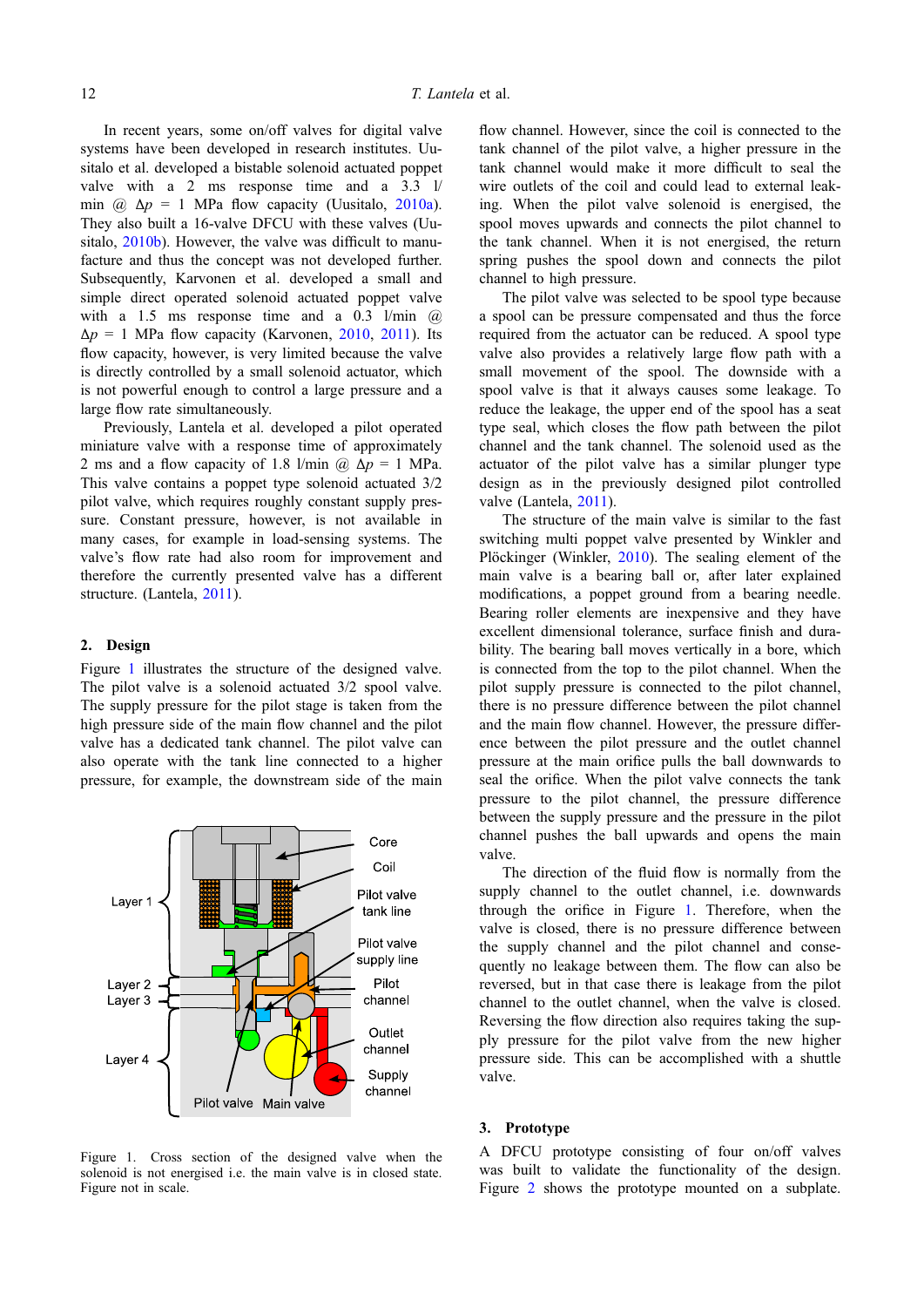In recent years, some on/off valves for digital valve systems have been developed in research institutes. Uusitalo et al. developed a bistable solenoid actuated poppet valve with a 2 ms response time and a 3.3 l/min @ $\Delta p$ = 1 MPa flow capacity (Uusitalo, 2010a). They also built a 16-valve DFCU with these valves (Uusitalo, 2010b). However, the valve was difficult to manufacture and thus the concept was not developed further. Subsequently, Karvonen et al. developed a small and simple direct operated solenoid actuated poppet valve with a 1.5 ms response time and a 0.3 l/min @ $\Delta p$ = 1 MPa flow capacity (Karvonen, 2010, 2011). Its flow capacity, however, is very limited because the valve is directly controlled by a small solenoid actuator, which is not powerful enough to control a large pressure and a large flow rate simultaneously.

Previously, Lantela et al. developed a pilot operated miniature valve with a response time of approximately 2 ms and a flow capacity of 1.8 l/min @ $\Delta p$ = 1 MPa. This valve contains a poppet type solenoid actuated 3/2 pilot valve, which requires roughly constant supply pressure. Constant pressure, however, is not available in many cases, for example in load-sensing systems. The valve's flow rate had also room for improvement and therefore the currently presented valve has a different structure. (Lantela, 2011).

## 2. Design

Figure 1 illustrates the structure of the designed valve. The pilot valve is a solenoid actuated 3/2 spool valve. The supply pressure for the pilot stage is taken from the high pressure side of the main flow channel and the pilot valve has a dedicated tank channel. The pilot valve can also operate with the tank line connected to a higher pressure, for example, the downstream side of the main flow channel. However, since the coil is connected to the tank channel of the pilot valve, a higher pressure in the tank channel would make it more difficult to seal the wire outlets of the coil and could lead to external leaking. When the pilot valve solenoid is energised, the spool moves upwards and connects the pilot channel to the tank channel. When it is not energised, the return spring pushes the spool down and connects the pilot channel to high pressure.

Figure 1. Cross section of the designed valve when the solenoid is not energised i.e. the main valve is in closed state. Figure not in scale.

The pilot valve was selected to be spool type because a spool can be pressure compensated and thus the force required from the actuator can be reduced. A spool type valve also provides a relatively large flow path with a small movement of the spool. The downside with a spool valve is that it always causes some leakage. To reduce the leakage, the upper end of the spool has a seat type seal, which closes the flow path between the pilot channel and the tank channel. The solenoid used as the actuator of the pilot valve has a similar plunger type design as in the previously designed pilot controlled valve (Lantela, 2011).

The structure of the main valve is similar to the fast switching multi poppet valve presented by Winkler and Plöckinger (Winkler, 2010). The sealing element of the main valve is a bearing ball or, after later explained modifications, a poppet ground from a bearing needle. Bearing roller elements are inexpensive and they have excellent dimensional tolerance, surface finish and durability. The bearing ball moves vertically in a bore, which is connected from the top to the pilot channel. When the pilot supply pressure is connected to the pilot channel, there is no pressure difference between the pilot channel and the main flow channel. However, the pressure difference between the pilot pressure and the outlet channel pressure at the main orifice pulls the ball downwards to seal the orifice. When the pilot valve connects the tank pressure to the pilot channel, the pressure difference between the supply pressure and the pressure in the pilot channel pushes the ball upwards and opens the main valve.

The direction of the fluid flow is normally from the supply channel to the outlet channel, i.e. downwards through the orifice in Figure 1. Therefore, when the valve is closed, there is no pressure difference between the supply channel and the pilot channel and consequently no leakage between them. The flow can also be reversed, but in that case there is leakage from the pilot channel to the outlet channel, when the valve is closed. Reversing the flow direction also requires taking the supply pressure for the pilot valve from the new higher pressure side. This can be accomplished with a shuttle valve.

## 3. Prototype

A DFCU prototype consisting of four on/off valves was built to validate the functionality of the design. Figure 2 shows the prototype mounted on a subplate.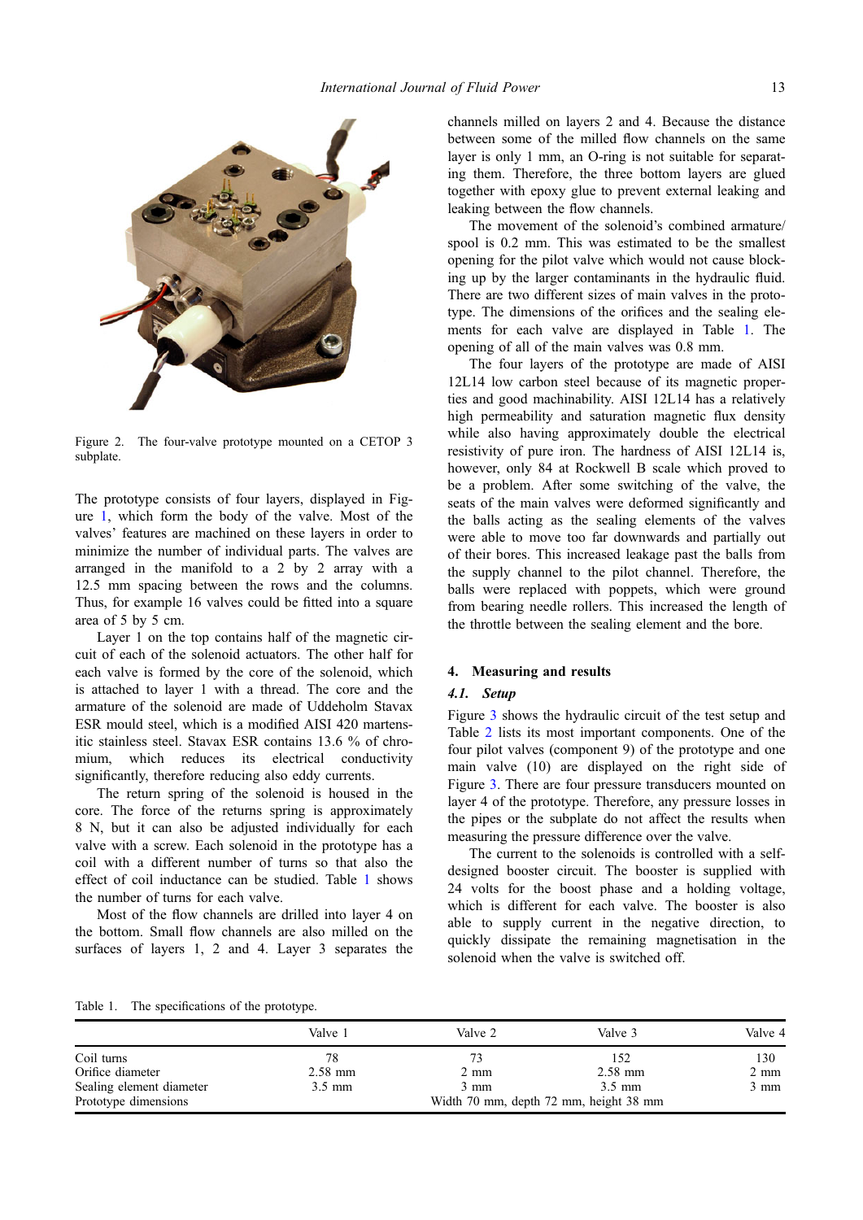Figure 2. The four-valve prototype mounted on a CETOP 3 subplate.

The prototype consists of four layers, displayed in Figure 1, which form the body of the valve. Most of the valves' features are machined on these layers in order to minimize the number of individual parts. The valves are arranged in the manifold to a 2 by 2 array with a 12.5 mm spacing between the rows and the columns. Thus, for example 16 valves could be fitted into a square area of 5 by 5 cm.

Layer 1 on the top contains half of the magnetic circuit of each of the solenoid actuators. The other half for each valve is formed by the core of the solenoid, which is attached to layer 1 with a thread. The core and the armature of the solenoid are made of Uddeholm Stavax ESR mould steel, which is a modified AISI 420 martensitic stainless steel. Stavax ESR contains 13.6 % of chromium, which reduces its electrical conductivity significantly, therefore reducing also eddy currents.

The return spring of the solenoid is housed in the core. The force of the returns spring is approximately 8 N, but it can also be adjusted individually for each valve with a screw. Each solenoid in the prototype has a coil with a different number of turns so that also the effect of coil inductance can be studied. Table 1 shows the number of turns for each valve.

Most of the flow channels are drilled into layer 4 on the bottom. Small flow channels are also milled on the surfaces of layers 1, 2 and 4. Layer 3 separates the channels milled on layers 2 and 4. Because the distance between some of the milled flow channels on the same layer is only 1 mm, an O-ring is not suitable for separating them. Therefore, the three bottom layers are glued together with epoxy glue to prevent external leaking and leaking between the flow channels.

The movement of the solenoid's combined armature/spool is 0.2 mm. This was estimated to be the smallest opening for the pilot valve which would not cause blocking up by the larger contaminants in the hydraulic fluid. There are two different sizes of main valves in the prototype. The dimensions of the orifices and the sealing elements for each valve are displayed in Table 1. The opening of all of the main valves was 0.8 mm.

The four layers of the prototype are made of AISI 12L14 low carbon steel because of its magnetic properties and good machinability. AISI 12L14 has a relatively high permeability and saturation magnetic flux density while also having approximately double the electrical resistivity of pure iron. The hardness of AISI 12L14 is, however, only 84 at Rockwell B scale which proved to be a problem. After some switching of the valve, the seats of the main valves were deformed significantly and the balls acting as the sealing elements of the valves were able to move too far downwards and partially out of their bores. This increased leakage past the balls from the supply channel to the pilot channel. Therefore, the balls were replaced with poppets, which were ground from bearing needle rollers. This increased the length of the throttle between the sealing element and the bore.

## 4. Measuring and results

### 4.1. Setup

Figure 3 shows the hydraulic circuit of the test setup and Table 2 lists its most important components. One of the four pilot valves (component 9) of the prototype and one main valve (10) are displayed on the right side of Figure 3. There are four pressure transducers mounted on layer 4 of the prototype. Therefore, any pressure losses in the pipes or the subplate do not affect the results when measuring the pressure difference over the valve.

The current to the solenoids is controlled with a self-designed booster circuit. The booster is supplied with 24 volts for the boost phase and a holding voltage, which is different for each valve. The booster is also able to supply current in the negative direction, to quickly dissipate the remaining magnetisation in the solenoid when the valve is switched off.

Table 1. The specifications of the prototype.

| | Valve 1 | Valve 2 | Valve 3 | Valve 4 |
|---|---|---|---|---|
| Coil turns | 78 | 73 | 152 | 130 |
| Orifice diameter | 2.58 mm | 2 mm | 2.58 mm | 2 mm |
| Sealing element diameter | 3.5 mm | 3 mm | 3.5 mm | 3 mm |
| Prototype dimensions | Width 70 mm, depth 72 mm, height 38 mm | | | |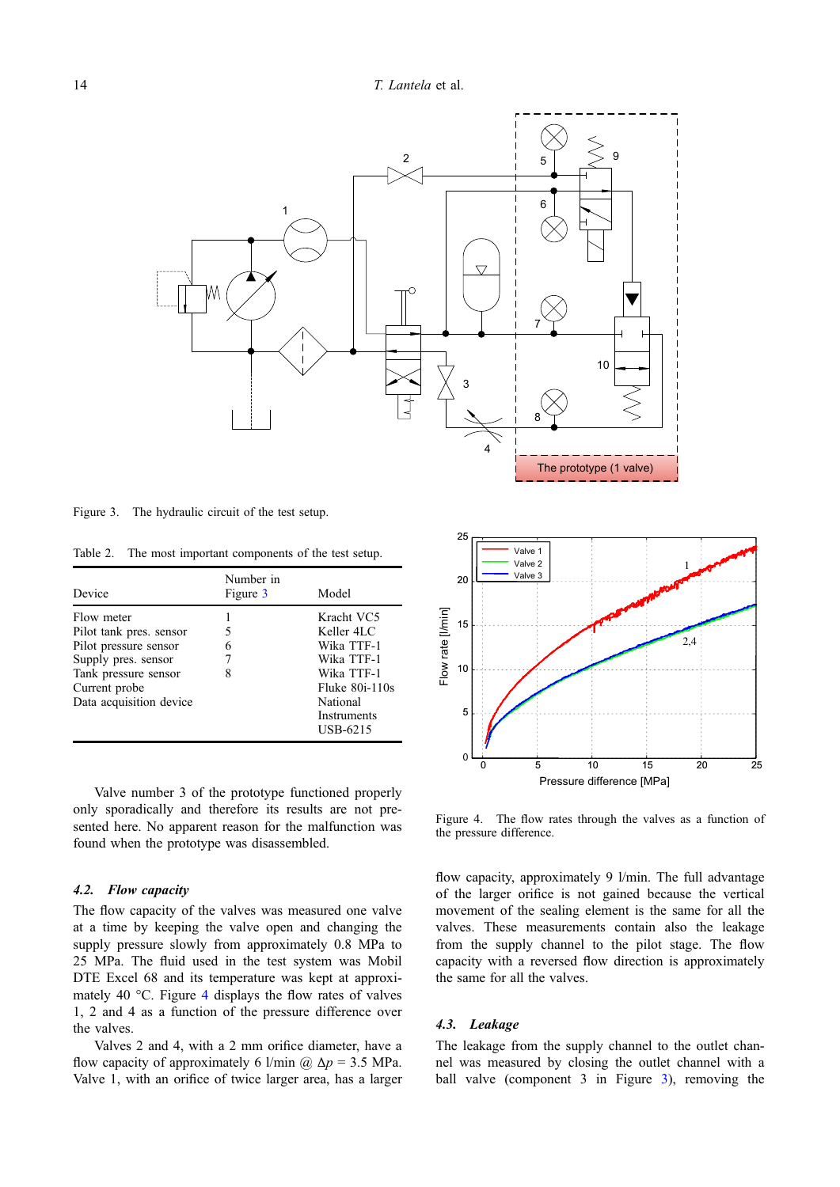Figure 3. The hydraulic circuit of the test setup.

Table 2. The most important components of the test setup.

| Device | Number in Figure 3 | Model |
|---|---|---|
| Flow meter | 1 | Kracht VC5 |
| Pilot tank pres. sensor | 5 | Keller 4LC |
| Pilot pressure sensor | 6 | Wika TTF-1 |
| Supply pres. sensor | 7 | Wika TTF-1 |
| Tank pressure sensor | 8 | Wika TTF-1 |
| Current probe | | Fluke 80i-110s |
| Data acquisition device | | National Instruments USB-6215 |

Valve number 3 of the prototype functioned properly only sporadically and therefore its results are not presented here. No apparent reason for the malfunction was found when the prototype was disassembled.

### 4.2. *Flow capacity*

The flow capacity of the valves was measured one valve at a time by keeping the valve open and changing the supply pressure slowly from approximately 0.8 MPa to 25 MPa. The fluid used in the test system was Mobil DTE Excel 68 and its temperature was kept at approximately 40 °C. Figure 4 displays the flow rates of valves 1, 2 and 4 as a function of the pressure difference over the valves.

Valves 2 and 4, with a 2 mm orifice diameter, have a flow capacity of approximately 6 l/min @ $\Delta p$ = 3.5 MPa. Valve 1, with an orifice of twice larger area, has a larger flow capacity, approximately 9 l/min. The full advantage of the larger orifice is not gained because the vertical movement of the sealing element is the same for all the valves. These measurements contain also the leakage from the supply channel to the pilot stage. The flow capacity with a reversed flow direction is approximately the same for all the valves.

Figure 4. The flow rates through the valves as a function of the pressure difference.

### 4.3. *Leakage*

The leakage from the supply channel to the outlet channel was measured by closing the outlet channel with a ball valve (component 3 in Figure 3), removing the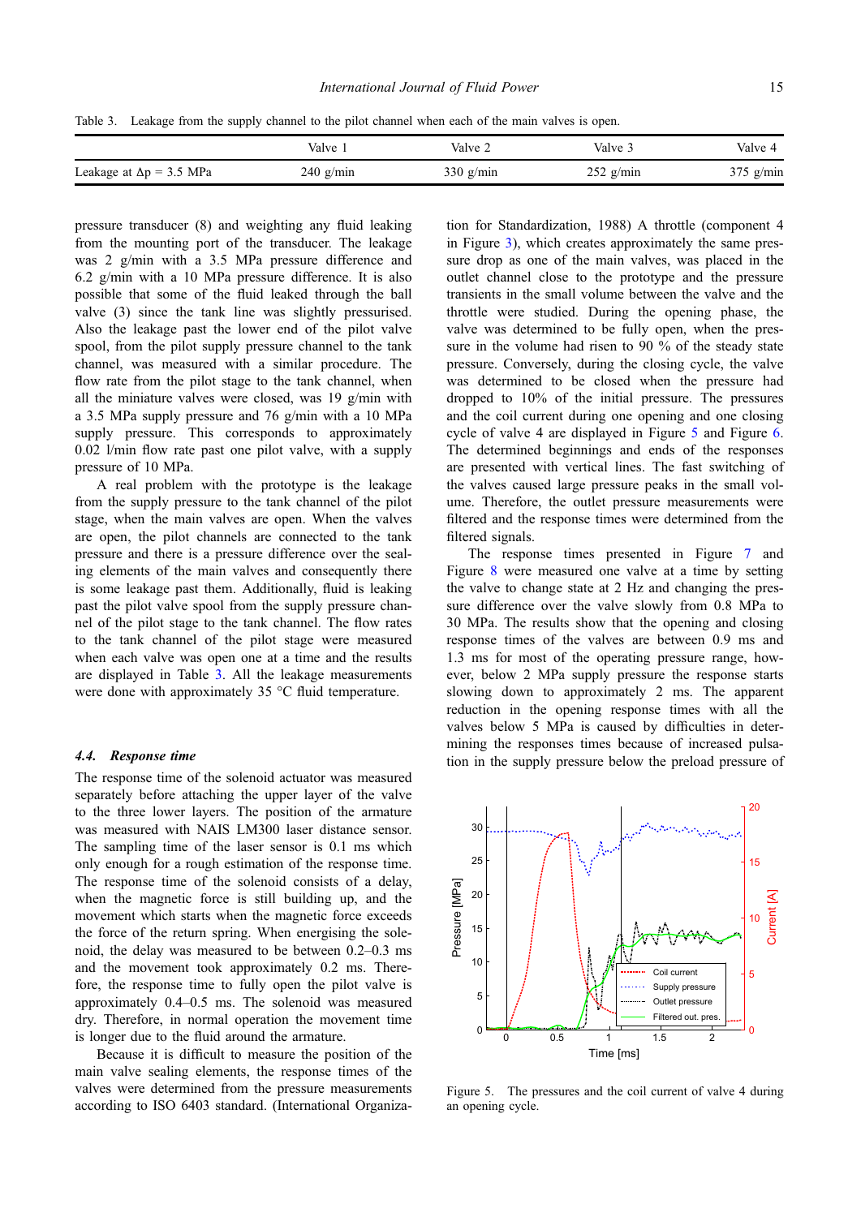Table 3. Leakage from the supply channel to the pilot channel when each of the main valves is open.

| | Valve 1 | Valve 2 | Valve 3 | Valve 4 |
|---|---|---|---|---|
| Leakage at Δp = 3.5 MPa | 240 g/min | 330 g/min | 252 g/min | 375 g/min |

pressure transducer (8) and weighting any fluid leaking from the mounting port of the transducer. The leakage was 2 g/min with a 3.5 MPa pressure difference and 6.2 g/min with a 10 MPa pressure difference. It is also possible that some of the fluid leaked through the ball valve (3) since the tank line was slightly pressurised. Also the leakage past the lower end of the pilot valve spool, from the pilot supply pressure channel to the tank channel, was measured with a similar procedure. The flow rate from the pilot stage to the tank channel, when all the miniature valves were closed, was 19 g/min with a 3.5 MPa supply pressure and 76 g/min with a 10 MPa supply pressure. This corresponds to approximately 0.02 l/min flow rate past one pilot valve, with a supply pressure of 10 MPa.

A real problem with the prototype is the leakage from the supply pressure to the tank channel of the pilot stage, when the main valves are open. When the valves are open, the pilot channels are connected to the tank pressure and there is a pressure difference over the sealing elements of the main valves and consequently there is some leakage past them. Additionally, fluid is leaking past the pilot valve spool from the supply pressure channel of the pilot stage to the tank channel. The flow rates to the tank channel of the pilot stage were measured when each valve was open one at a time and the results are displayed in Table 3. All the leakage measurements were done with approximately 35 °C fluid temperature.

### 4.4. *Response time*

The response time of the solenoid actuator was measured separately before attaching the upper layer of the valve to the three lower layers. The position of the armature was measured with NAIS LM300 laser distance sensor. The sampling time of the laser sensor is 0.1 ms which only enough for a rough estimation of the response time. The response time of the solenoid consists of a delay, when the magnetic force is still building up, and the movement which starts when the magnetic force exceeds the force of the return spring. When energising the solenoid, the delay was measured to be between 0.2–0.3 ms and the movement took approximately 0.2 ms. Therefore, the response time to fully open the pilot valve is approximately 0.4–0.5 ms. The solenoid was measured dry. Therefore, in normal operation the movement time is longer due to the fluid around the armature.

Because it is difficult to measure the position of the main valve sealing elements, the response times of the valves were determined from the pressure measurements according to ISO 6403 standard. (International Organization for Standardization, 1988) A throttle (component 4 in Figure 3), which creates approximately the same pressure drop as one of the main valves, was placed in the outlet channel close to the prototype and the pressure transients in the small volume between the valve and the throttle were studied. During the opening phase, the valve was determined to be fully open, when the pressure in the volume had risen to 90 % of the steady state pressure. Conversely, during the closing cycle, the valve was determined to be closed when the pressure had dropped to 10% of the initial pressure. The pressures and the coil current during one opening and one closing cycle of valve 4 are displayed in Figure 5 and Figure 6. The determined beginnings and ends of the responses are presented with vertical lines. The fast switching of the valves caused large pressure peaks in the small volume. Therefore, the outlet pressure measurements were filtered and the response times were determined from the filtered signals.

The response times presented in Figure 7 and Figure 8 were measured one valve at a time by setting the valve to change state at 2 Hz and changing the pressure difference over the valve slowly from 0.8 MPa to 30 MPa. The results show that the opening and closing response times of the valves are between 0.9 ms and 1.3 ms for most of the operating pressure range, however, below 2 MPa supply pressure the response starts slowing down to approximately 2 ms. The apparent reduction in the opening response times with all the valves below 5 MPa is caused by difficulties in determining the responses times because of increased pulsation in the supply pressure below the preload pressure of

Figure 5. The pressures and the coil current of valve 4 during an opening cycle.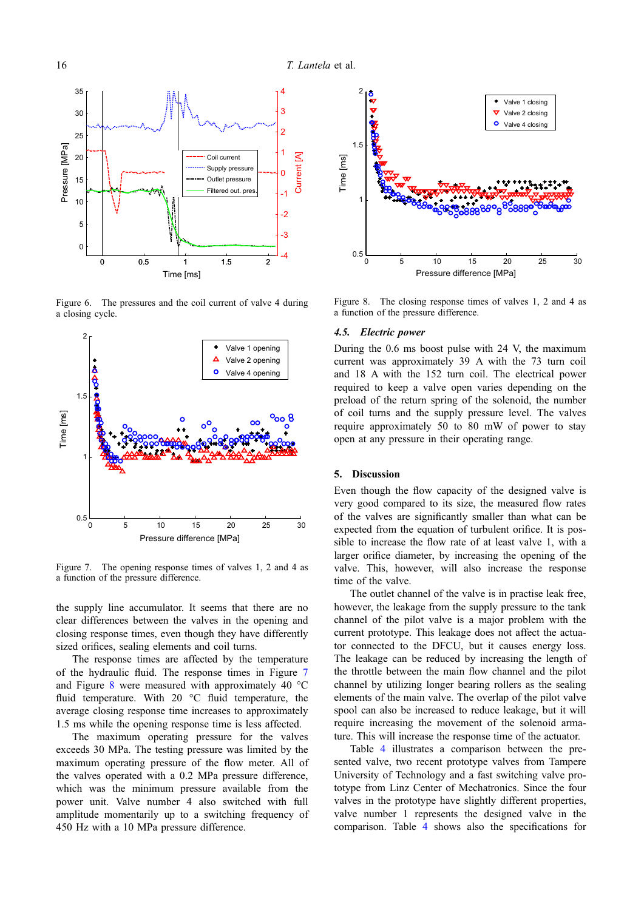Figure 6. The pressures and the coil current of valve 4 during a closing cycle.

Figure 7. The opening response times of valves 1, 2 and 4 as a function of the pressure difference.

the supply line accumulator. It seems that there are no clear differences between the valves in the opening and closing response times, even though they have differently sized orifices, sealing elements and coil turns.

The response times are affected by the temperature of the hydraulic fluid. The response times in Figure 7 and Figure 8 were measured with approximately 40 °C fluid temperature. With 20 °C fluid temperature, the average closing response time increases to approximately 1.5 ms while the opening response time is less affected.

The maximum operating pressure for the valves exceeds 30 MPa. The testing pressure was limited by the maximum operating pressure of the flow meter. All of the valves operated with a 0.2 MPa pressure difference, which was the minimum pressure available from the power unit. Valve number 4 also switched with full amplitude momentarily up to a switching frequency of 450 Hz with a 10 MPa pressure difference.

Figure 8. The closing response times of valves 1, 2 and 4 as a function of the pressure difference.

### 4.5. *Electric power*

During the 0.6 ms boost pulse with 24 V, the maximum current was approximately 39 A with the 73 turn coil and 18 A with the 152 turn coil. The electrical power required to keep a valve open varies depending on the preload of the return spring of the solenoid, the number of coil turns and the supply pressure level. The valves require approximately 50 to 80 mW of power to stay open at any pressure in their operating range.

## 5. Discussion

Even though the flow capacity of the designed valve is very good compared to its size, the measured flow rates of the valves are significantly smaller than what can be expected from the equation of turbulent orifice. It is possible to increase the flow rate of at least valve 1, with a larger orifice diameter, by increasing the opening of the valve. This, however, will also increase the response time of the valve.

The outlet channel of the valve is in practise leak free, however, the leakage from the supply pressure to the tank channel of the pilot valve is a major problem with the current prototype. This leakage does not affect the actuator connected to the DFCU, but it causes energy loss. The leakage can be reduced by increasing the length of the throttle between the main flow channel and the pilot channel by utilizing longer bearing rollers as the sealing elements of the main valve. The overlap of the pilot valve spool can also be increased to reduce leakage, but it will require increasing the movement of the solenoid armature. This will increase the response time of the actuator.

Table 4 illustrates a comparison between the presented valve, two recent prototype valves from Tampere University of Technology and a fast switching valve prototype from Linz Center of Mechatronics. Since the four valves in the prototype have slightly different properties, valve number 1 represents the designed valve in the comparison. Table 4 shows also the specifications for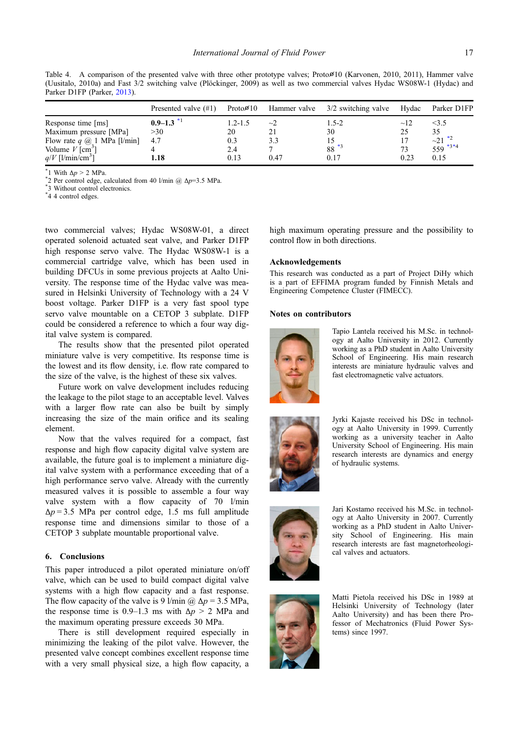Table 4. A comparison of the presented valve with three other prototype valves; Protoø10 (Karvonen, 2010, 2011), Hammer valve (Uusitalo, 2010a) and Fast 3/2 switching valve (Plöckinger, 2009) as well as two commercial valves Hydac WS08W-1 (Hydac) and Parker D1FP (Parker, 2013).

| | Presented valve (#1) | Protoø10 | Hammer valve | 3/2 switching valve | Hydac | Parker D1FP |
|---|---|---|---|---|---|---|
| Response time [ms] | **0.9–1.3** [*1] | 1.2-1.5 | ~2 | 1.5-2 | ~12 | <3.5 |
| Maximum pressure [MPa] | >30 | 20 | 21 | 30 | 25 | 35 |
| Flow rate $q$ @ 1 MPa [l/min] | 4.7 | 0.3 | 3.3 | 15 | 17 | ~21 [*2] |
| Volume $V$ [cm$^3$] | 4 | 2.4 | 7 | 88 [*3] | 73 | 559 [*3*4] |
| $q/V$ [l/min/cm$^3$] | **1.18** | 0.13 | 0.47 | 0.17 | 0.23 | 0.15 |

[*1] With $\Delta p > 2$ MPa.
[*2] Per control edge, calculated from 40 l/min @ $\Delta p$=3.5 MPa.
[*3] Without control electronics.
[*4] 4 control edges.

two commercial valves; Hydac WS08W-01, a direct operated solenoid actuated seat valve, and Parker D1FP high response servo valve. The Hydac WS08W-1 is a commercial cartridge valve, which has been used in building DFCUs in some previous projects at Aalto University. The response time of the Hydac valve was measured in Helsinki University of Technology with a 24 V boost voltage. Parker D1FP is a very fast spool type servo valve mountable on a CETOP 3 subplate. D1FP could be considered a reference to which a four way digital valve system is compared.

The results show that the presented pilot operated miniature valve is very competitive. Its response time is the lowest and its flow density, i.e. flow rate compared to the size of the valve, is the highest of these six valves.

Future work on valve development includes reducing the leakage to the pilot stage to an acceptable level. Valves with a larger flow rate can also be built by simply increasing the size of the main orifice and its sealing element.

Now that the valves required for a compact, fast response and high flow capacity digital valve system are available, the future goal is to implement a miniature digital valve system with a performance exceeding that of a high performance servo valve. Already with the currently measured valves it is possible to assemble a four way valve system with a flow capacity of 70 l/min $\Delta p = 3.5$ MPa per control edge, 1.5 ms full amplitude response time and dimensions similar to those of a CETOP 3 subplate mountable proportional valve.

## 6. Conclusions

This paper introduced a pilot operated miniature on/off valve, which can be used to build compact digital valve systems with a high flow capacity and a fast response. The flow capacity of the valve is 9 l/min @ $\Delta p = 3.5$ MPa, the response time is 0.9–1.3 ms with $\Delta p > 2$ MPa and the maximum operating pressure exceeds 30 MPa.

There is still development required especially in minimizing the leaking of the pilot valve. However, the presented valve concept combines excellent response time with a very small physical size, a high flow capacity, a high maximum operating pressure and the possibility to control flow in both directions.

### Acknowledgements

This research was conducted as a part of Project DiHy which is a part of EFFIMA program funded by Finnish Metals and Engineering Competence Cluster (FIMECC).

### Notes on contributors

Tapio Lantela received his M.Sc. in technology at Aalto University in 2012. Currently working as a PhD student in Aalto University School of Engineering. His main research interests are miniature hydraulic valves and fast electromagnetic valve actuators.

Jyrki Kajaste received his DSc in technology at Aalto University in 1999. Currently working as a university teacher in Aalto University School of Engineering. His main research interests are dynamics and energy of hydraulic systems.

Jari Kostamo received his M.Sc. in technology at Aalto University in 2007. Currently working as a PhD student in Aalto University School of Engineering. His main research interests are fast magnetorheological valves and actuators.

Matti Pietola received his DSc in 1989 at Helsinki University of Technology (later Aalto University) and has been there Professor of Mechatronics (Fluid Power Systems) since 1997.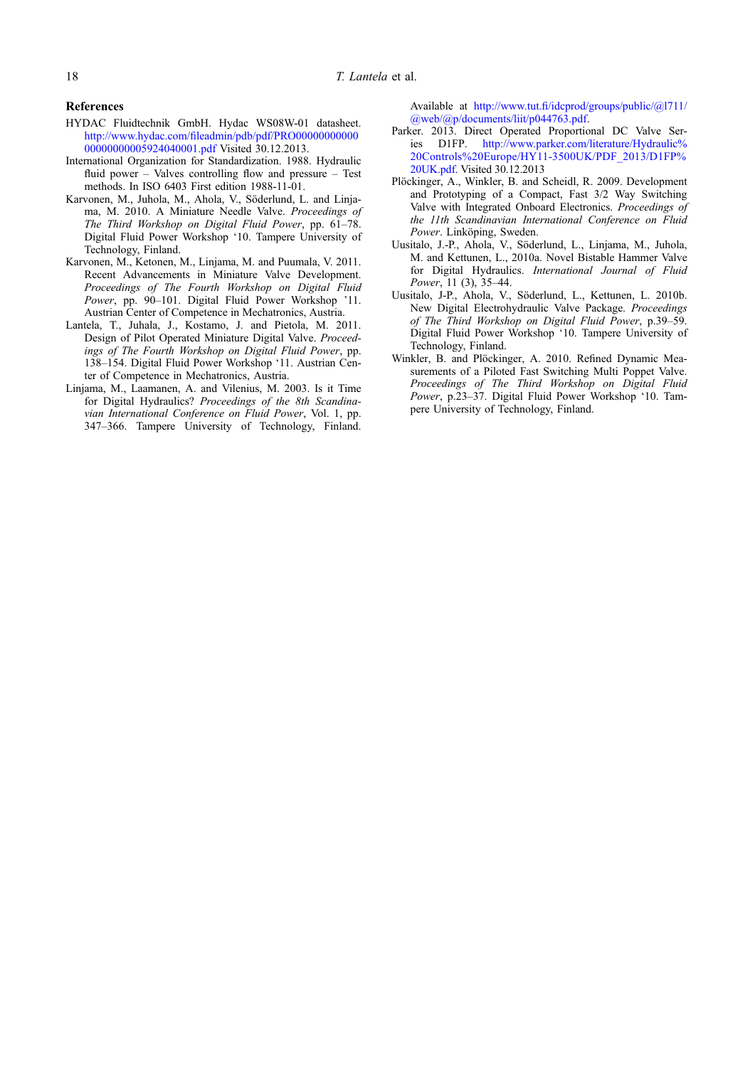## References

HYDAC Fluidtechnik GmbH. Hydac WS08W-01 datasheet. http://www.hydac.com/fileadmin/pdb/pdf/PRO0000000000000000000005924040001.pdf Visited 30.12.2013.

International Organization for Standardization. 1988. Hydraulic fluid power – Valves controlling flow and pressure – Test methods. In ISO 6403 First edition 1988-11-01.

Karvonen, M., Juhola, M., Ahola, V., Söderlund, L. and Linjama, M. 2010. A Miniature Needle Valve. *Proceedings of The Third Workshop on Digital Fluid Power*, pp. 61–78. Digital Fluid Power Workshop '10. Tampere University of Technology, Finland.

Karvonen, M., Ketonen, M., Linjama, M. and Puumala, V. 2011. Recent Advancements in Miniature Valve Development. *Proceedings of The Fourth Workshop on Digital Fluid Power*, pp. 90–101. Digital Fluid Power Workshop '11. Austrian Center of Competence in Mechatronics, Austria.

Lantela, T., Juhala, J., Kostamo, J. and Pietola, M. 2011. Design of Pilot Operated Miniature Digital Valve. *Proceedings of The Fourth Workshop on Digital Fluid Power*, pp. 138–154. Digital Fluid Power Workshop '11. Austrian Center of Competence in Mechatronics, Austria.

Linjama, M., Laamanen, A. and Vilenius, M. 2003. Is it Time for Digital Hydraulics? *Proceedings of the 8th Scandinavian International Conference on Fluid Power*, Vol. 1, pp. 347–366. Tampere University of Technology, Finland. Available at http://www.tut.fi/idcprod/groups/public/@l711/@web/@p/documents/liit/p044763.pdf.

Parker. 2013. Direct Operated Proportional DC Valve Series D1FP. http://www.parker.com/literature/Hydraulic%20Controls%20Europe/HY11-3500UK/PDF_2013/D1FP%20UK.pdf. Visited 30.12.2013

Plöckinger, A., Winkler, B. and Scheidl, R. 2009. Development and Prototyping of a Compact, Fast 3/2 Way Switching Valve with Integrated Onboard Electronics. *Proceedings of the 11th Scandinavian International Conference on Fluid Power*. Linköping, Sweden.

Uusitalo, J.-P., Ahola, V., Söderlund, L., Linjama, M., Juhola, M. and Kettunen, L., 2010a. Novel Bistable Hammer Valve for Digital Hydraulics. *International Journal of Fluid Power*, 11 (3), 35–44.

Uusitalo, J-P., Ahola, V., Söderlund, L., Kettunen, L. 2010b. New Digital Electrohydraulic Valve Package. *Proceedings of The Third Workshop on Digital Fluid Power*, p.39–59. Digital Fluid Power Workshop '10. Tampere University of Technology, Finland.

Winkler, B. and Plöckinger, A. 2010. Refined Dynamic Measurements of a Piloted Fast Switching Multi Poppet Valve. *Proceedings of The Third Workshop on Digital Fluid Power*, p.23–37. Digital Fluid Power Workshop '10. Tampere University of Technology, Finland.